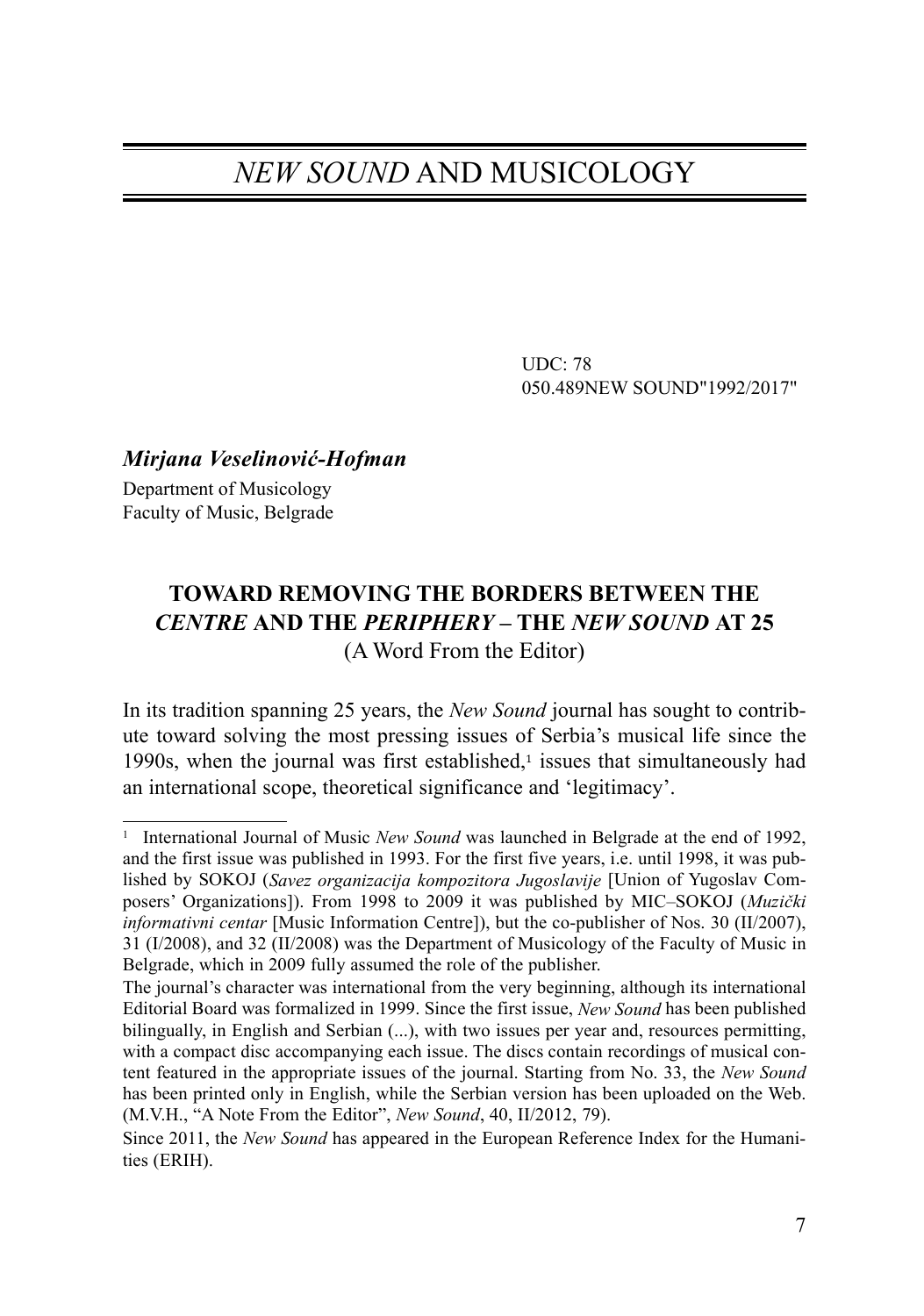# *NEW SOUND* AND MUSICOLOGY

UDC: 78
050.489NEW SOUND"1992/2017"

***Mirjana Veselinović-Hofman***
Department of Musicology
Faculty of Music, Belgrade

## TOWARD REMOVING THE BORDERS BETWEEN THE *CENTRE* AND THE *PERIPHERY* – THE *NEW SOUND* AT 25
(A Word From the Editor)

In its tradition spanning 25 years, the *New Sound* journal has sought to contribute toward solving the most pressing issues of Serbia's musical life since the 1990s, when the journal was first established,[1] issues that simultaneously had an international scope, theoretical significance and 'legitimacy'.

---

[1] International Journal of Music *New Sound* was launched in Belgrade at the end of 1992, and the first issue was published in 1993. For the first five years, i.e. until 1998, it was published by SOKOJ (*Savez organizacija kompozitora Jugoslavije* [Union of Yugoslav Composers' Organizations]). From 1998 to 2009 it was published by MIC–SOKOJ (*Muzički informativni centar* [Music Information Centre]), but the co-publisher of Nos. 30 (II/2007), 31 (I/2008), and 32 (II/2008) was the Department of Musicology of the Faculty of Music in Belgrade, which in 2009 fully assumed the role of the publisher.

The journal's character was international from the very beginning, although its international Editorial Board was formalized in 1999. Since the first issue, *New Sound* has been published bilingually, in English and Serbian (...), with two issues per year and, resources permitting, with a compact disc accompanying each issue. The discs contain recordings of musical content featured in the appropriate issues of the journal. Starting from No. 33, the *New Sound* has been printed only in English, while the Serbian version has been uploaded on the Web. (M.V.H., "A Note From the Editor", *New Sound*, 40, II/2012, 79).

Since 2011, the *New Sound* has appeared in the European Reference Index for the Humanities (ERIH).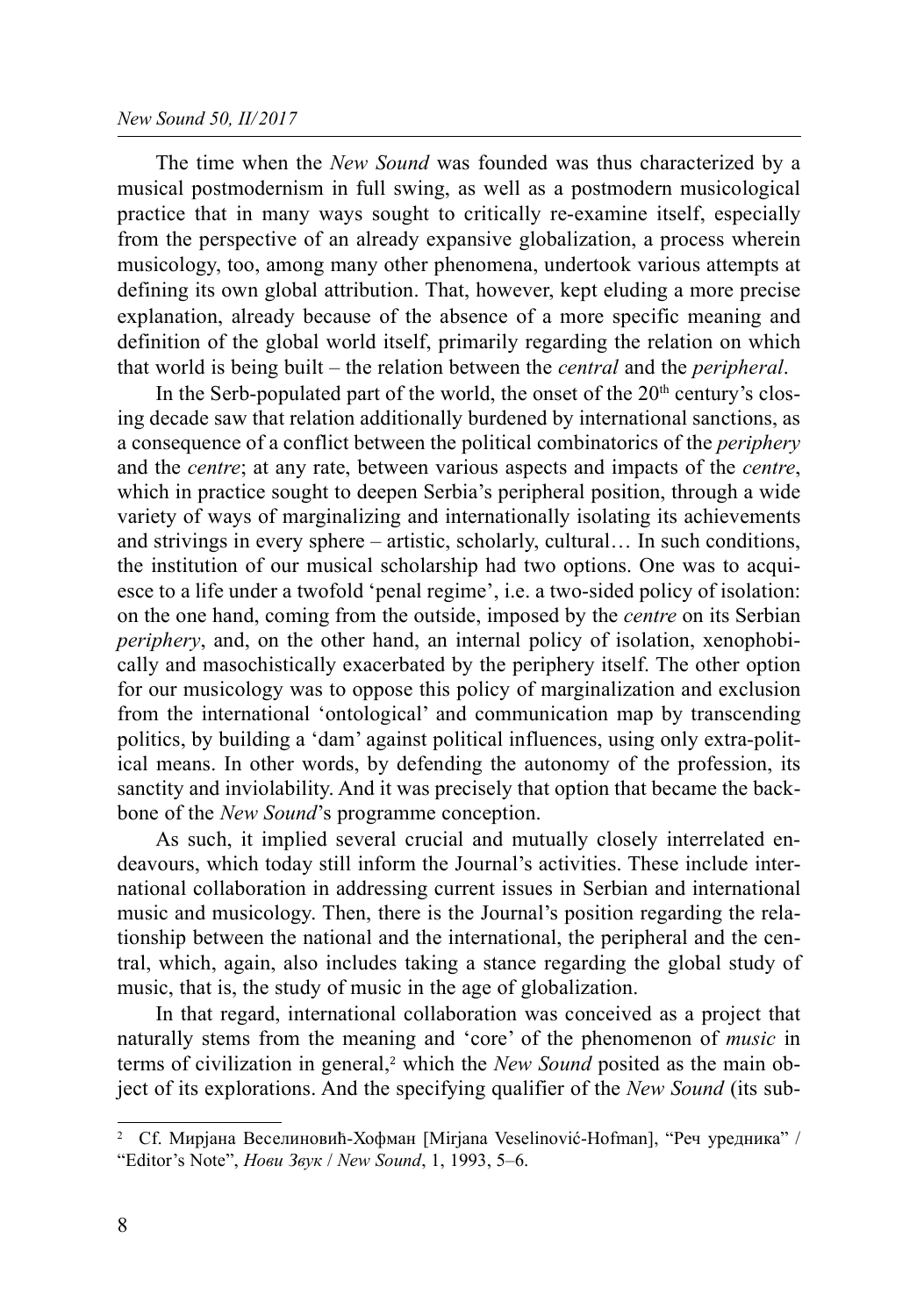The time when the *New Sound* was founded was thus characterized by a musical postmodernism in full swing, as well as a postmodern musicological practice that in many ways sought to critically re-examine itself, especially from the perspective of an already expansive globalization, a process wherein musicology, too, among many other phenomena, undertook various attempts at defining its own global attribution. That, however, kept eluding a more precise explanation, already because of the absence of a more specific meaning and definition of the global world itself, primarily regarding the relation on which that world is being built – the relation between the *central* and the *peripheral*.

In the Serb-populated part of the world, the onset of the 20th century's closing decade saw that relation additionally burdened by international sanctions, as a consequence of a conflict between the political combinatorics of the *periphery* and the *centre*; at any rate, between various aspects and impacts of the *centre*, which in practice sought to deepen Serbia's peripheral position, through a wide variety of ways of marginalizing and internationally isolating its achievements and strivings in every sphere – artistic, scholarly, cultural… In such conditions, the institution of our musical scholarship had two options. One was to acquiesce to a life under a twofold 'penal regime', i.e. a two-sided policy of isolation: on the one hand, coming from the outside, imposed by the *centre* on its Serbian *periphery*, and, on the other hand, an internal policy of isolation, xenophobically and masochistically exacerbated by the periphery itself. The other option for our musicology was to oppose this policy of marginalization and exclusion from the international 'ontological' and communication map by transcending politics, by building a 'dam' against political influences, using only extra-political means. In other words, by defending the autonomy of the profession, its sanctity and inviolability. And it was precisely that option that became the backbone of the *New Sound*'s programme conception.

As such, it implied several crucial and mutually closely interrelated endeavours, which today still inform the Journal's activities. These include international collaboration in addressing current issues in Serbian and international music and musicology. Then, there is the Journal's position regarding the relationship between the national and the international, the peripheral and the central, which, again, also includes taking a stance regarding the global study of music, that is, the study of music in the age of globalization.

In that regard, international collaboration was conceived as a project that naturally stems from the meaning and 'core' of the phenomenon of *music* in terms of civilization in general,[2] which the *New Sound* posited as the main object of its explorations. And the specifying qualifier of the *New Sound* (its sub-

---

[2] Cf. Мирјана Веселиновић-Хофман [Mirjana Veselinović-Hofman], "Реч уредника" / "Editor's Note", *Нови Звук* / *New Sound*, 1, 1993, 5–6.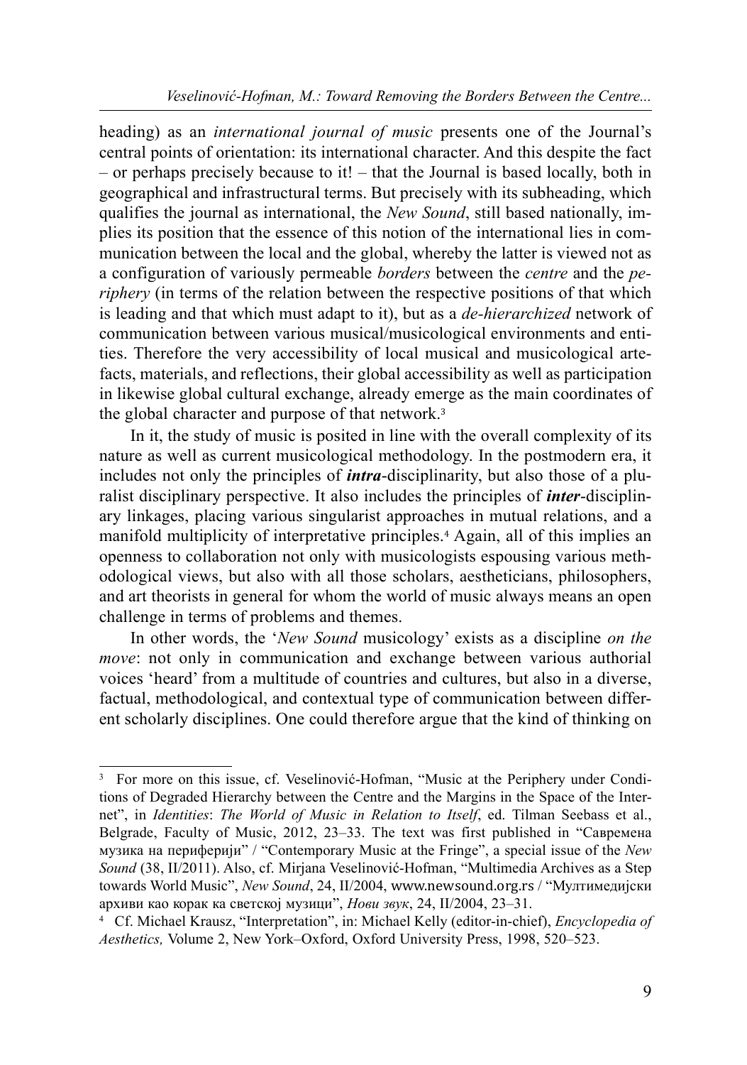heading) as an *international journal of music* presents one of the Journal's central points of orientation: its international character. And this despite the fact – or perhaps precisely because to it! – that the Journal is based locally, both in geographical and infrastructural terms. But precisely with its subheading, which qualifies the journal as international, the *New Sound*, still based nationally, implies its position that the essence of this notion of the international lies in communication between the local and the global, whereby the latter is viewed not as a configuration of variously permeable *borders* between the *centre* and the *periphery* (in terms of the relation between the respective positions of that which is leading and that which must adapt to it), but as a *de-hierarchized* network of communication between various musical/musicological environments and entities. Therefore the very accessibility of local musical and musicological artefacts, materials, and reflections, their global accessibility as well as participation in likewise global cultural exchange, already emerge as the main coordinates of the global character and purpose of that network.[3]

In it, the study of music is posited in line with the overall complexity of its nature as well as current musicological methodology. In the postmodern era, it includes not only the principles of ***intra***-disciplinarity, but also those of a pluralist disciplinary perspective. It also includes the principles of ***inter***-disciplinary linkages, placing various singularist approaches in mutual relations, and a manifold multiplicity of interpretative principles.[4] Again, all of this implies an openness to collaboration not only with musicologists espousing various methodological views, but also with all those scholars, aestheticians, philosophers, and art theorists in general for whom the world of music always means an open challenge in terms of problems and themes.

In other words, the '*New Sound* musicology' exists as a discipline *on the move*: not only in communication and exchange between various authorial voices 'heard' from a multitude of countries and cultures, but also in a diverse, factual, methodological, and contextual type of communication between different scholarly disciplines. One could therefore argue that the kind of thinking on

---

[3] For more on this issue, cf. Veselinović-Hofman, "Music at the Periphery under Conditions of Degraded Hierarchy between the Centre and the Margins in the Space of the Internet", in *Identities*: *The World of Music in Relation to Itself*, ed. Tilman Seebass et al., Belgrade, Faculty of Music, 2012, 23–33. The text was first published in "Савремена музика на периферији" / "Contemporary Music at the Fringe", a special issue of the *New Sound* (38, II/2011). Also, cf. Mirjana Veselinović-Hofman, "Multimedia Archives as a Step towards World Music", *New Sound*, 24, II/2004, www.newsound.org.rs / "Мултимедијски архиви као корак ка светској музици", *Нови звук*, 24, II/2004, 23–31.

[4] Cf. Michael Krausz, "Interpretation", in: Michael Kelly (editor-in-chief), *Encyclopedia of Aesthetics,* Volume 2, New York–Oxford, Oxford University Press, 1998, 520–523.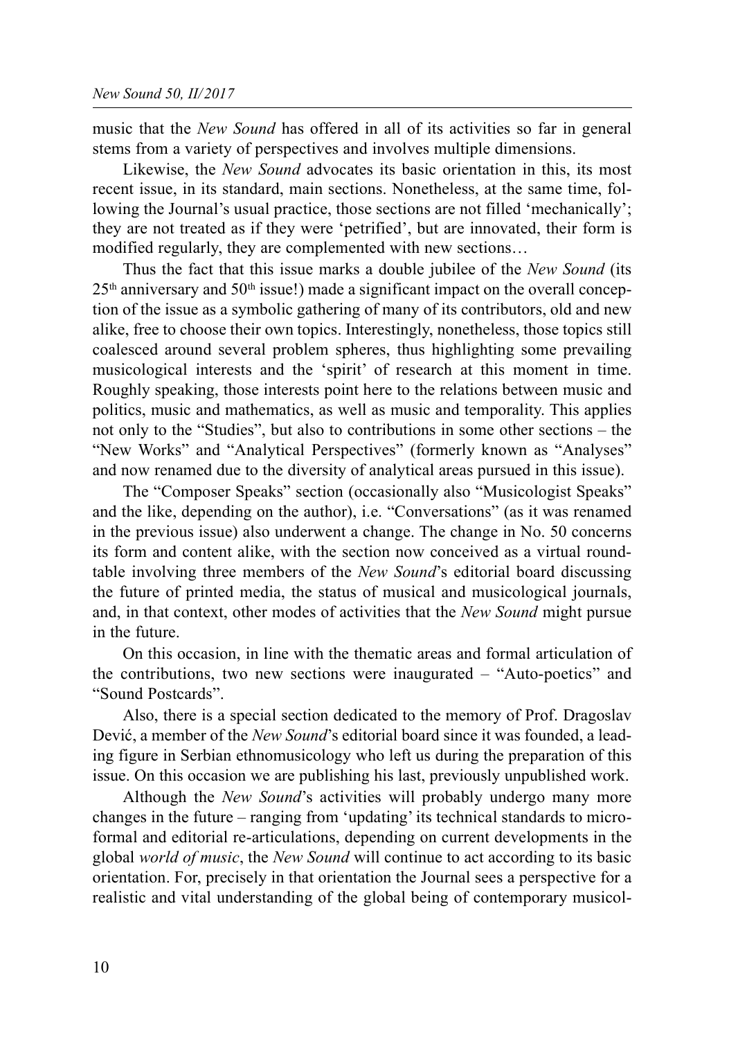music that the *New Sound* has offered in all of its activities so far in general stems from a variety of perspectives and involves multiple dimensions.

Likewise, the *New Sound* advocates its basic orientation in this, its most recent issue, in its standard, main sections. Nonetheless, at the same time, following the Journal's usual practice, those sections are not filled 'mechanically'; they are not treated as if they were 'petrified', but are innovated, their form is modified regularly, they are complemented with new sections…

Thus the fact that this issue marks a double jubilee of the *New Sound* (its 25th anniversary and 50th issue!) made a significant impact on the overall conception of the issue as a symbolic gathering of many of its contributors, old and new alike, free to choose their own topics. Interestingly, nonetheless, those topics still coalesced around several problem spheres, thus highlighting some prevailing musicological interests and the 'spirit' of research at this moment in time. Roughly speaking, those interests point here to the relations between music and politics, music and mathematics, as well as music and temporality. This applies not only to the "Studies", but also to contributions in some other sections – the "New Works" and "Analytical Perspectives" (formerly known as "Analyses" and now renamed due to the diversity of analytical areas pursued in this issue).

The "Composer Speaks" section (occasionally also "Musicologist Speaks" and the like, depending on the author), i.e. "Conversations" (as it was renamed in the previous issue) also underwent a change. The change in No. 50 concerns its form and content alike, with the section now conceived as a virtual roundtable involving three members of the *New Sound*'s editorial board discussing the future of printed media, the status of musical and musicological journals, and, in that context, other modes of activities that the *New Sound* might pursue in the future.

On this occasion, in line with the thematic areas and formal articulation of the contributions, two new sections were inaugurated – "Auto-poetics" and "Sound Postcards".

Also, there is a special section dedicated to the memory of Prof. Dragoslav Dević, a member of the *New Sound*'s editorial board since it was founded, a leading figure in Serbian ethnomusicology who left us during the preparation of this issue. On this occasion we are publishing his last, previously unpublished work.

Although the *New Sound*'s activities will probably undergo many more changes in the future – ranging from 'updating' its technical standards to microformal and editorial re-articulations, depending on current developments in the global *world of music*, the *New Sound* will continue to act according to its basic orientation. For, precisely in that orientation the Journal sees a perspective for a realistic and vital understanding of the global being of contemporary musicol-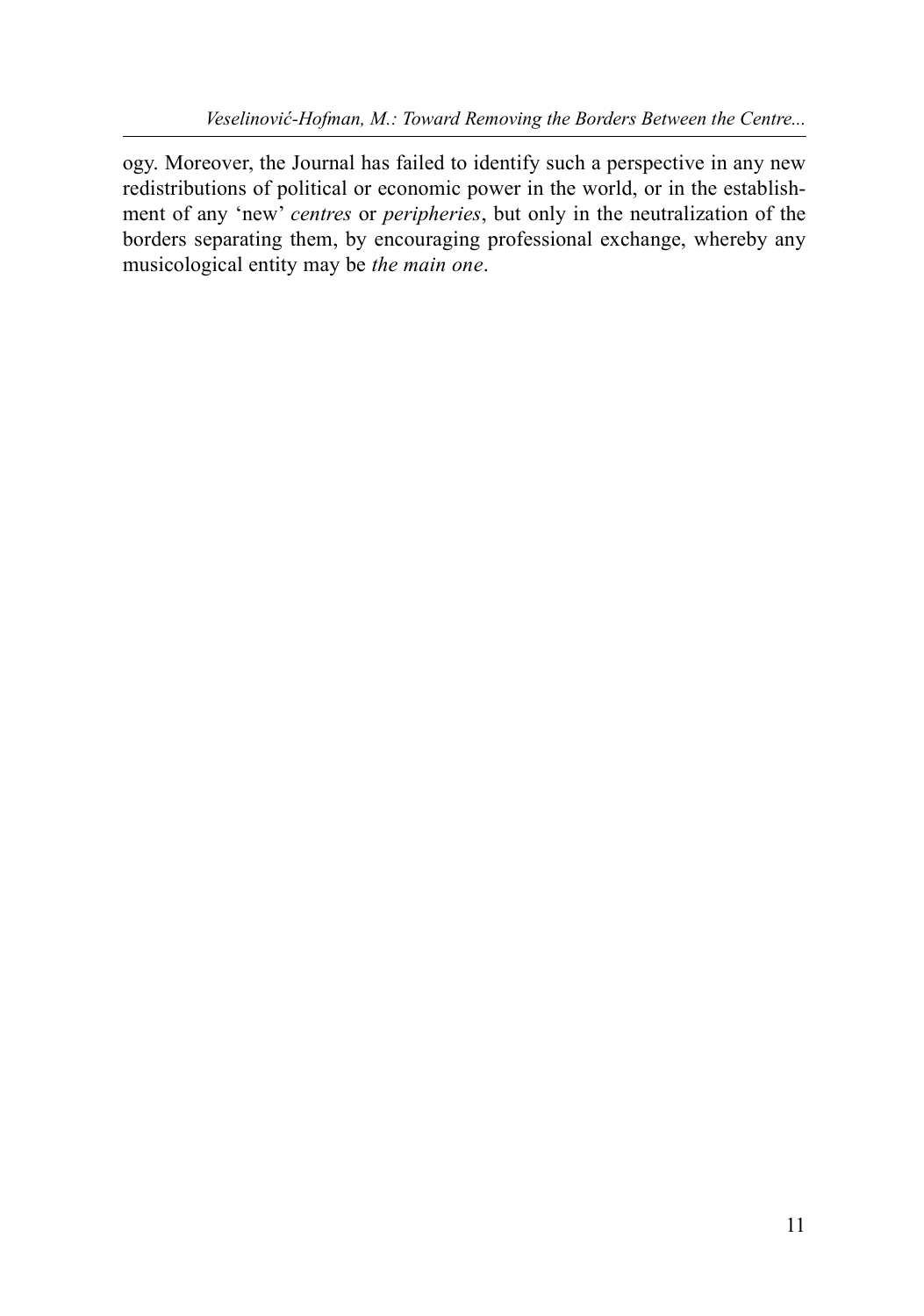ogy. Moreover, the Journal has failed to identify such a perspective in any new redistributions of political or economic power in the world, or in the establishment of any 'new' *centres* or *peripheries*, but only in the neutralization of the borders separating them, by encouraging professional exchange, whereby any musicological entity may be *the main one*.